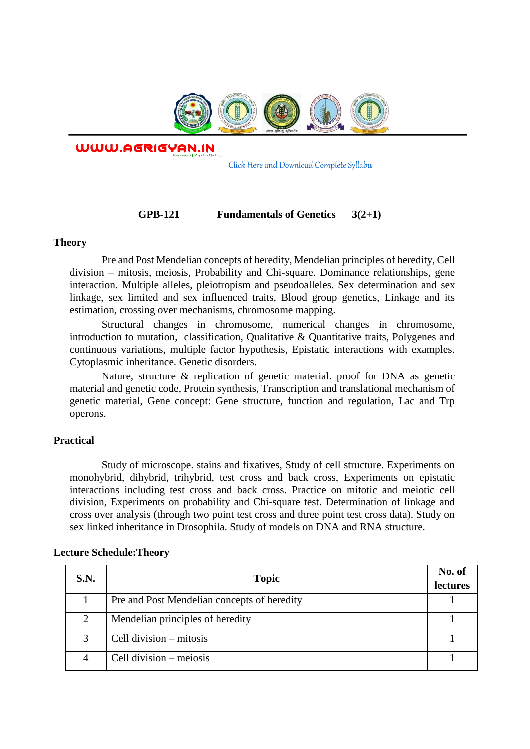WWW.AGRIGYAN.IN

Click Here and Download Complete Syllabus

**GPB-121 Fundamentals of Genetics 3(2+1)**

## Theory

Pre and Post Mendelian concepts of heredity, Mendelian principles of heredity, Cell division – mitosis, meiosis, Probability and Chi-square. Dominance relationships, gene interaction. Multiple alleles, pleiotropism and pseudoalleles. Sex determination and sex linkage, sex limited and sex influenced traits, Blood group genetics, Linkage and its estimation, crossing over mechanisms, chromosome mapping.

Structural changes in chromosome, numerical changes in chromosome, introduction to mutation, classification, Qualitative & Quantitative traits, Polygenes and continuous variations, multiple factor hypothesis, Epistatic interactions with examples. Cytoplasmic inheritance. Genetic disorders.

Nature, structure & replication of genetic material. proof for DNA as genetic material and genetic code, Protein synthesis, Transcription and translational mechanism of genetic material, Gene concept: Gene structure, function and regulation, Lac and Trp operons.

## Practical

Study of microscope. stains and fixatives, Study of cell structure. Experiments on monohybrid, dihybrid, trihybrid, test cross and back cross, Experiments on epistatic interactions including test cross and back cross. Practice on mitotic and meiotic cell division, Experiments on probability and Chi-square test. Determination of linkage and cross over analysis (through two point test cross and three point test cross data). Study on sex linked inheritance in Drosophila. Study of models on DNA and RNA structure.

## Lecture Schedule:Theory

| S.N. | Topic | No. of lectures |
|---|---|---|
| 1 | Pre and Post Mendelian concepts of heredity | 1 |
| 2 | Mendelian principles of heredity | 1 |
| 3 | Cell division – mitosis | 1 |
| 4 | Cell division – meiosis | 1 |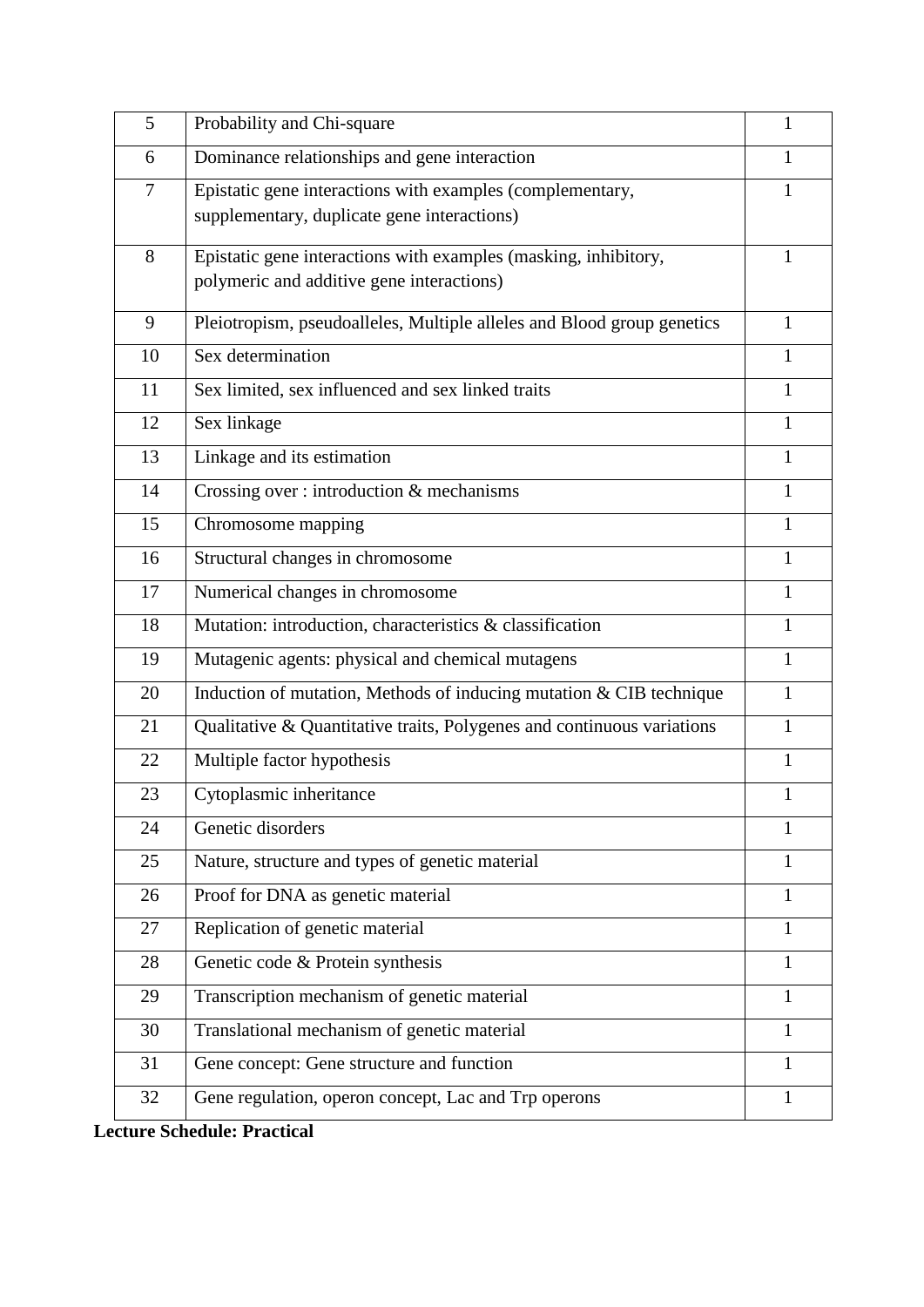| 5 | Probability and Chi-square | 1 |
|---|---|---|
| 6 | Dominance relationships and gene interaction | 1 |
| 7 | Epistatic gene interactions with examples (complementary, supplementary, duplicate gene interactions) | 1 |
| 8 | Epistatic gene interactions with examples (masking, inhibitory, polymeric and additive gene interactions) | 1 |
| 9 | Pleiotropism, pseudoalleles, Multiple alleles and Blood group genetics | 1 |
| 10 | Sex determination | 1 |
| 11 | Sex limited, sex influenced and sex linked traits | 1 |
| 12 | Sex linkage | 1 |
| 13 | Linkage and its estimation | 1 |
| 14 | Crossing over : introduction & mechanisms | 1 |
| 15 | Chromosome mapping | 1 |
| 16 | Structural changes in chromosome | 1 |
| 17 | Numerical changes in chromosome | 1 |
| 18 | Mutation: introduction, characteristics & classification | 1 |
| 19 | Mutagenic agents: physical and chemical mutagens | 1 |
| 20 | Induction of mutation, Methods of inducing mutation & CIB technique | 1 |
| 21 | Qualitative & Quantitative traits, Polygenes and continuous variations | 1 |
| 22 | Multiple factor hypothesis | 1 |
| 23 | Cytoplasmic inheritance | 1 |
| 24 | Genetic disorders | 1 |
| 25 | Nature, structure and types of genetic material | 1 |
| 26 | Proof for DNA as genetic material | 1 |
| 27 | Replication of genetic material | 1 |
| 28 | Genetic code & Protein synthesis | 1 |
| 29 | Transcription mechanism of genetic material | 1 |
| 30 | Translational mechanism of genetic material | 1 |
| 31 | Gene concept: Gene structure and function | 1 |
| 32 | Gene regulation, operon concept, Lac and Trp operons | 1 |

**Lecture Schedule: Practical**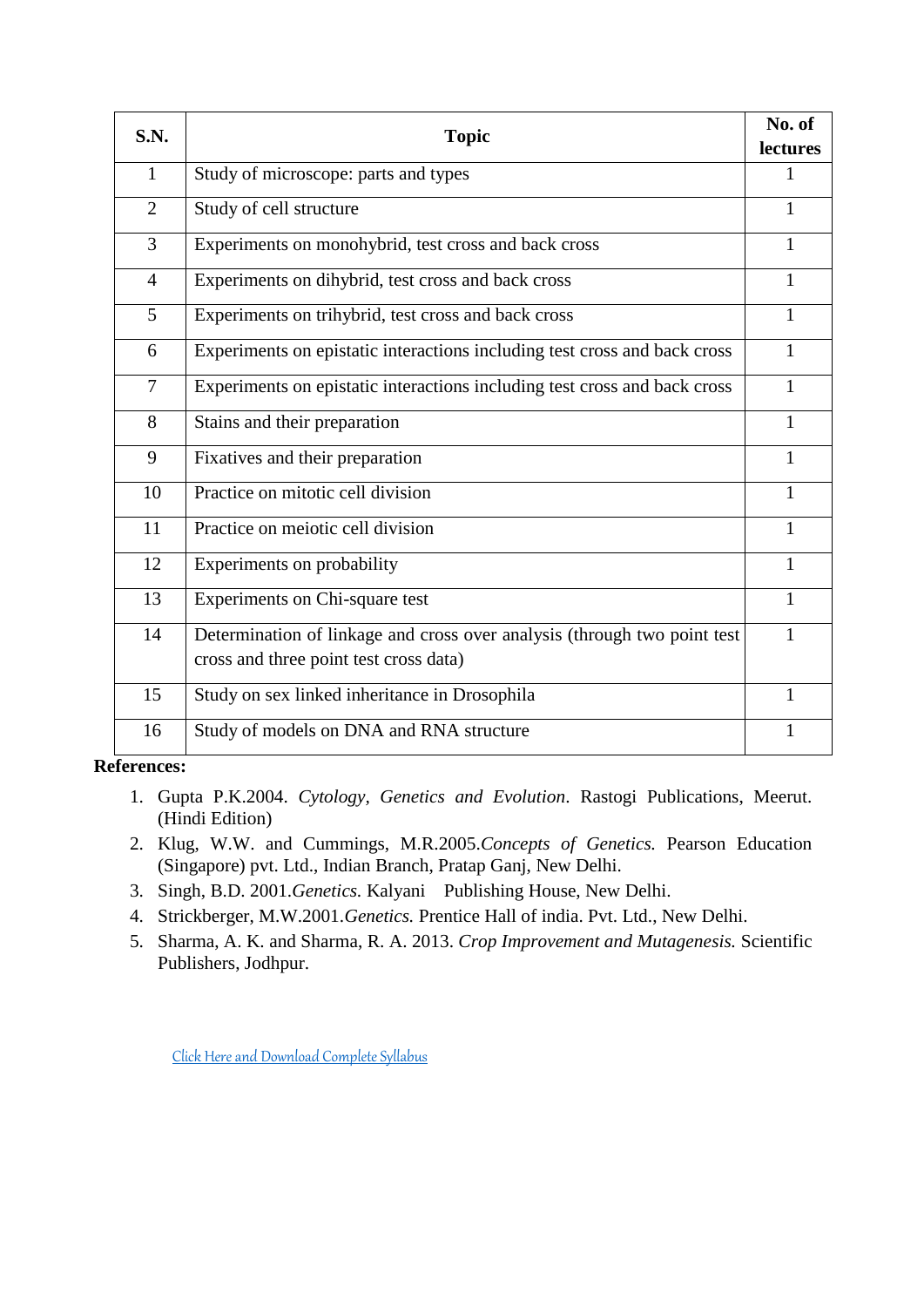| S.N. | Topic | No. of lectures |
|---|---|---|
| 1 | Study of microscope: parts and types | 1 |
| 2 | Study of cell structure | 1 |
| 3 | Experiments on monohybrid, test cross and back cross | 1 |
| 4 | Experiments on dihybrid, test cross and back cross | 1 |
| 5 | Experiments on trihybrid, test cross and back cross | 1 |
| 6 | Experiments on epistatic interactions including test cross and back cross | 1 |
| 7 | Experiments on epistatic interactions including test cross and back cross | 1 |
| 8 | Stains and their preparation | 1 |
| 9 | Fixatives and their preparation | 1 |
| 10 | Practice on mitotic cell division | 1 |
| 11 | Practice on meiotic cell division | 1 |
| 12 | Experiments on probability | 1 |
| 13 | Experiments on Chi-square test | 1 |
| 14 | Determination of linkage and cross over analysis (through two point test cross and three point test cross data) | 1 |
| 15 | Study on sex linked inheritance in Drosophila | 1 |
| 16 | Study of models on DNA and RNA structure | 1 |

**References:**

1. Gupta P.K.2004. *Cytology, Genetics and Evolution*. Rastogi Publications, Meerut. (Hindi Edition)
2. Klug, W.W. and Cummings, M.R.2005.*Concepts of Genetics.* Pearson Education (Singapore) pvt. Ltd., Indian Branch, Pratap Ganj, New Delhi.
3. Singh, B.D. 2001.*Genetics.* Kalyani Publishing House, New Delhi.
4. Strickberger, M.W.2001.*Genetics.* Prentice Hall of india. Pvt. Ltd., New Delhi.
5. Sharma, A. K. and Sharma, R. A. 2013. *Crop Improvement and Mutagenesis.* Scientific Publishers, Jodhpur.

Click Here and Download Complete Syllabus